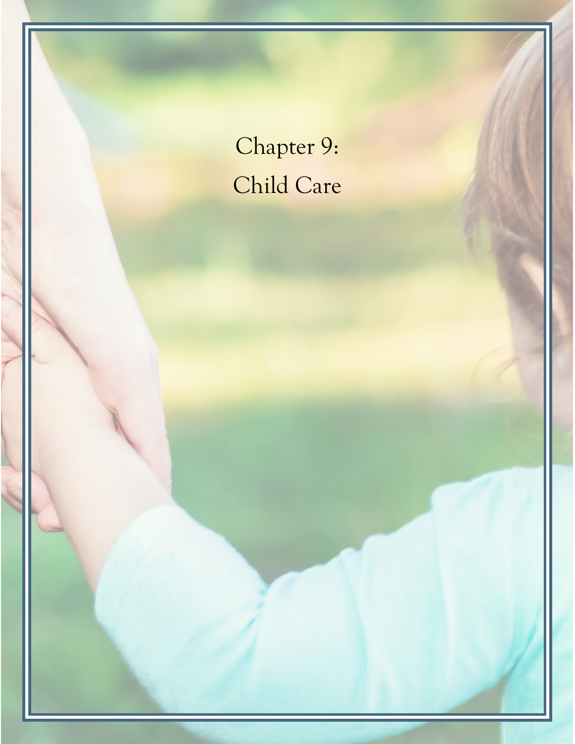# Chapter 9: Child Care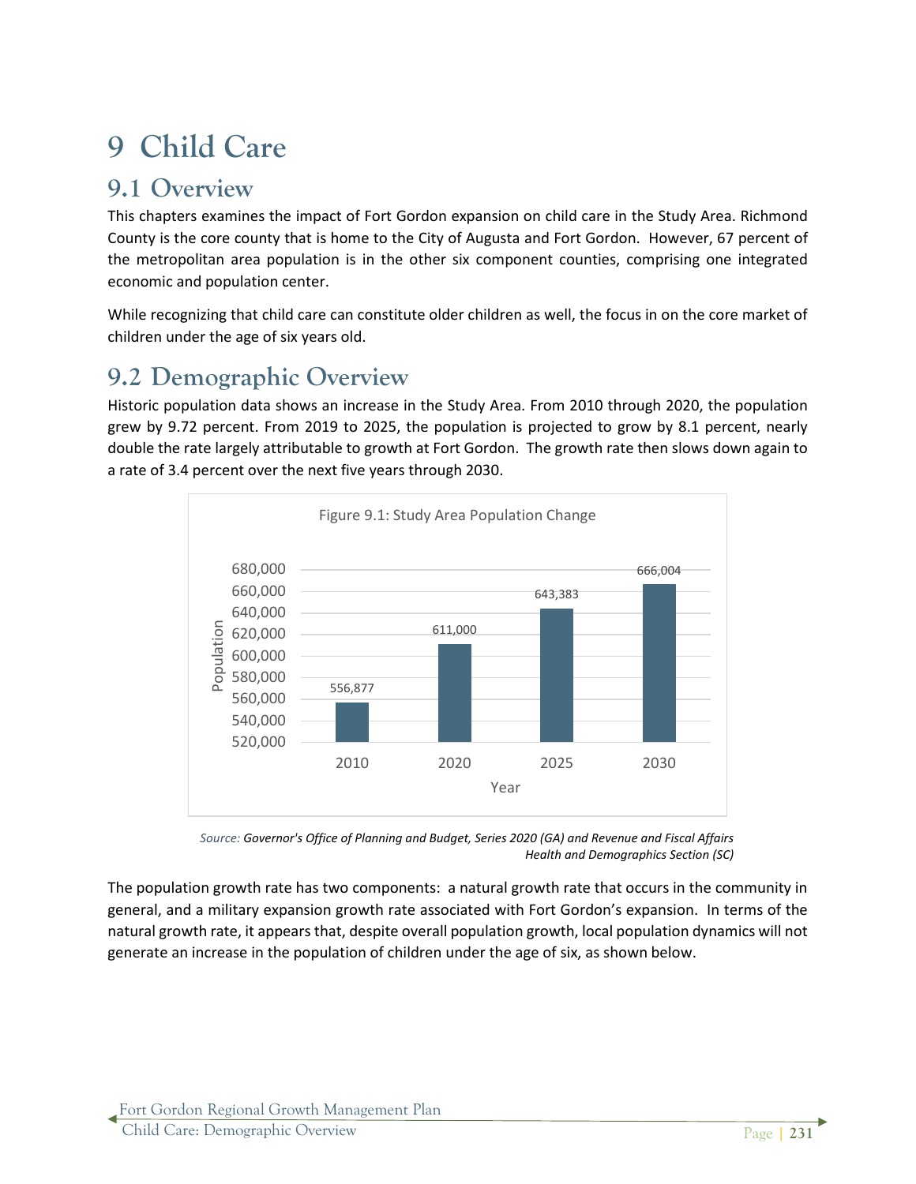# 9 Child Care

## 9.1 Overview

This chapters examines the impact of Fort Gordon expansion on child care in the Study Area. Richmond County is the core county that is home to the City of Augusta and Fort Gordon. However, 67 percent of the metropolitan area population is in the other six component counties, comprising one integrated economic and population center.

While recognizing that child care can constitute older children as well, the focus in on the core market of children under the age of six years old.

## 9.2 Demographic Overview

Historic population data shows an increase in the Study Area. From 2010 through 2020, the population grew by 9.72 percent. From 2019 to 2025, the population is projected to grow by 8.1 percent, nearly double the rate largely attributable to growth at Fort Gordon. The growth rate then slows down again to a rate of 3.4 percent over the next five years through 2030.

Figure 9.1: Study Area Population Change

| Year | Population |
|---|---|
| 2010 | 556,877 |
| 2020 | 611,000 |
| 2025 | 643,383 |
| 2030 | 666,004 |

*Source: Governor's Office of Planning and Budget, Series 2020 (GA) and Revenue and Fiscal Affairs Health and Demographics Section (SC)*

The population growth rate has two components: a natural growth rate that occurs in the community in general, and a military expansion growth rate associated with Fort Gordon's expansion. In terms of the natural growth rate, it appears that, despite overall population growth, local population dynamics will not generate an increase in the population of children under the age of six, as shown below.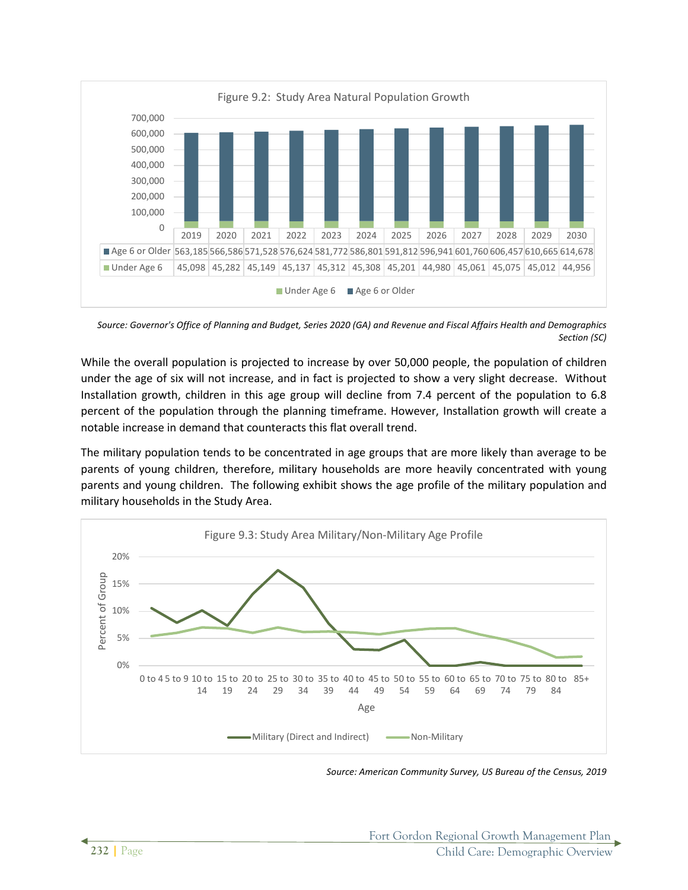Figure 9.2: Study Area Natural Population Growth

| | 2019 | 2020 | 2021 | 2022 | 2023 | 2024 | 2025 | 2026 | 2027 | 2028 | 2029 | 2030 |
|---|---|---|---|---|---|---|---|---|---|---|---|---|
| Age 6 or Older | 563,185 | 566,586 | 571,528 | 576,624 | 581,772 | 586,801 | 591,812 | 596,941 | 601,760 | 606,457 | 610,665 | 614,678 |
| Under Age 6 | 45,098 | 45,282 | 45,149 | 45,137 | 45,312 | 45,308 | 45,201 | 44,980 | 45,061 | 45,075 | 45,012 | 44,956 |

*Source: Governor's Office of Planning and Budget, Series 2020 (GA) and Revenue and Fiscal Affairs Health and Demographics Section (SC)*

While the overall population is projected to increase by over 50,000 people, the population of children under the age of six will not increase, and in fact is projected to show a very slight decrease. Without Installation growth, children in this age group will decline from 7.4 percent of the population to 6.8 percent of the population through the planning timeframe. However, Installation growth will create a notable increase in demand that counteracts this flat overall trend.

The military population tends to be concentrated in age groups that are more likely than average to be parents of young children, therefore, military households are more heavily concentrated with young parents and young children. The following exhibit shows the age profile of the military population and military households in the Study Area.

Figure 9.3: Study Area Military/Non-Military Age Profile

*Source: American Community Survey, US Bureau of the Census, 2019*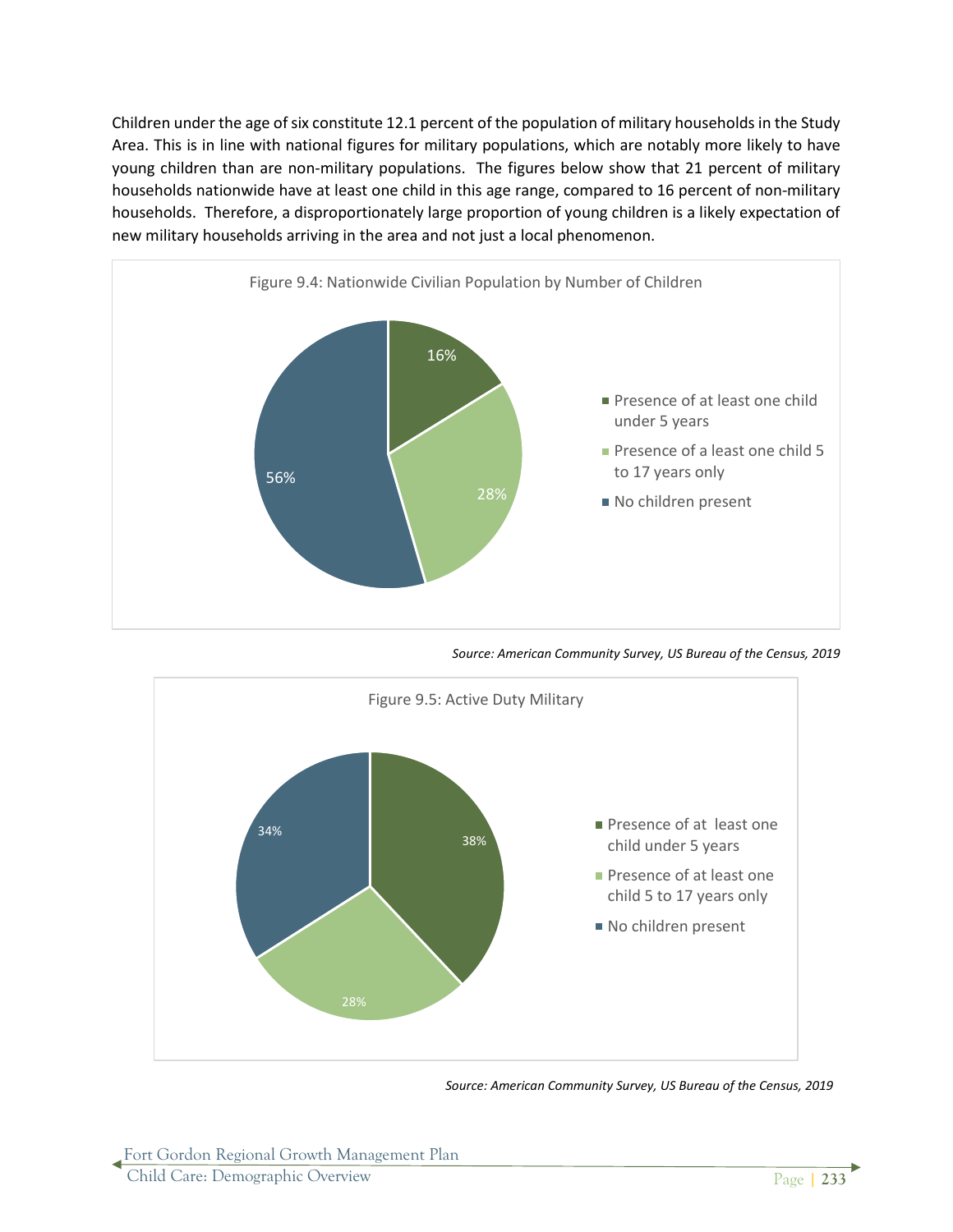Children under the age of six constitute 12.1 percent of the population of military households in the Study Area. This is in line with national figures for military populations, which are notably more likely to have young children than are non-military populations. The figures below show that 21 percent of military households nationwide have at least one child in this age range, compared to 16 percent of non-military households. Therefore, a disproportionately large proportion of young children is a likely expectation of new military households arriving in the area and not just a local phenomenon.

Figure 9.4: Nationwide Civilian Population by Number of Children

| Category | Percent |
| --- | --- |
| Presence of at least one child under 5 years | 16% |
| Presence of a least one child 5 to 17 years only | 28% |
| No children present | 56% |

*Source: American Community Survey, US Bureau of the Census, 2019*

Figure 9.5: Active Duty Military

| Category | Percent |
| --- | --- |
| Presence of at least one child under 5 years | 38% |
| Presence of at least one child 5 to 17 years only | 28% |
| No children present | 34% |

*Source: American Community Survey, US Bureau of the Census, 2019*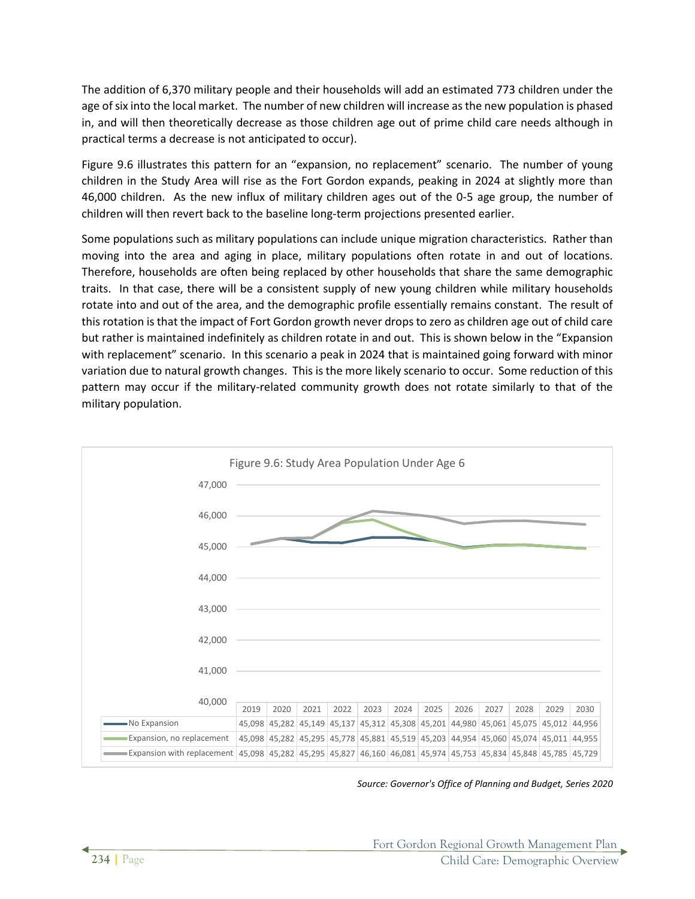The addition of 6,370 military people and their households will add an estimated 773 children under the age of six into the local market. The number of new children will increase as the new population is phased in, and will then theoretically decrease as those children age out of prime child care needs although in practical terms a decrease is not anticipated to occur).

Figure 9.6 illustrates this pattern for an "expansion, no replacement" scenario. The number of young children in the Study Area will rise as the Fort Gordon expands, peaking in 2024 at slightly more than 46,000 children. As the new influx of military children ages out of the 0-5 age group, the number of children will then revert back to the baseline long-term projections presented earlier.

Some populations such as military populations can include unique migration characteristics. Rather than moving into the area and aging in place, military populations often rotate in and out of locations. Therefore, households are often being replaced by other households that share the same demographic traits. In that case, there will be a consistent supply of new young children while military households rotate into and out of the area, and the demographic profile essentially remains constant. The result of this rotation is that the impact of Fort Gordon growth never drops to zero as children age out of child care but rather is maintained indefinitely as children rotate in and out. This is shown below in the "Expansion with replacement" scenario. In this scenario a peak in 2024 that is maintained going forward with minor variation due to natural growth changes. This is the more likely scenario to occur. Some reduction of this pattern may occur if the military-related community growth does not rotate similarly to that of the military population.

Figure 9.6: Study Area Population Under Age 6

| | 2019 | 2020 | 2021 | 2022 | 2023 | 2024 | 2025 | 2026 | 2027 | 2028 | 2029 | 2030 |
|---|---|---|---|---|---|---|---|---|---|---|---|---|
| No Expansion | 45,098 | 45,282 | 45,149 | 45,137 | 45,312 | 45,308 | 45,201 | 44,980 | 45,061 | 45,075 | 45,012 | 44,956 |
| Expansion, no replacement | 45,098 | 45,282 | 45,295 | 45,778 | 45,881 | 45,519 | 45,203 | 44,954 | 45,060 | 45,074 | 45,011 | 44,955 |
| Expansion with replacement | 45,098 | 45,282 | 45,295 | 45,827 | 46,160 | 46,081 | 45,974 | 45,753 | 45,834 | 45,848 | 45,785 | 45,729 |

*Source: Governor's Office of Planning and Budget, Series 2020*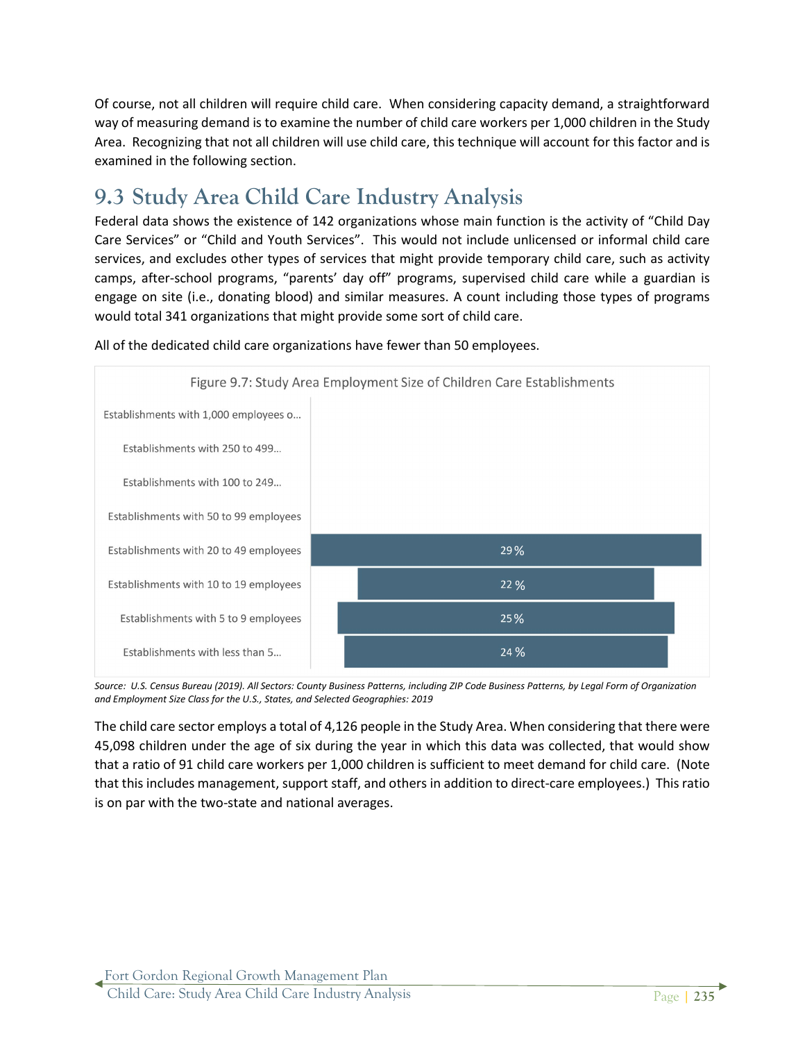Of course, not all children will require child care. When considering capacity demand, a straightforward way of measuring demand is to examine the number of child care workers per 1,000 children in the Study Area. Recognizing that not all children will use child care, this technique will account for this factor and is examined in the following section.

## 9.3 Study Area Child Care Industry Analysis

Federal data shows the existence of 142 organizations whose main function is the activity of "Child Day Care Services" or "Child and Youth Services". This would not include unlicensed or informal child care services, and excludes other types of services that might provide temporary child care, such as activity camps, after-school programs, "parents' day off" programs, supervised child care while a guardian is engage on site (i.e., donating blood) and similar measures. A count including those types of programs would total 341 organizations that might provide some sort of child care.

All of the dedicated child care organizations have fewer than 50 employees.

Figure 9.7: Study Area Employment Size of Children Care Establishments

| Establishment Size | Share |
| --- | --- |
| Establishments with 1,000 employees o… | |
| Establishments with 250 to 499… | |
| Establishments with 100 to 249… | |
| Establishments with 50 to 99 employees | |
| Establishments with 20 to 49 employees | 29 % |
| Establishments with 10 to 19 employees | 22 % |
| Establishments with 5 to 9 employees | 25 % |
| Establishments with less than 5… | 24 % |

*Source: U.S. Census Bureau (2019). All Sectors: County Business Patterns, including ZIP Code Business Patterns, by Legal Form of Organization and Employment Size Class for the U.S., States, and Selected Geographies: 2019*

The child care sector employs a total of 4,126 people in the Study Area. When considering that there were 45,098 children under the age of six during the year in which this data was collected, that would show that a ratio of 91 child care workers per 1,000 children is sufficient to meet demand for child care. (Note that this includes management, support staff, and others in addition to direct-care employees.) This ratio is on par with the two-state and national averages.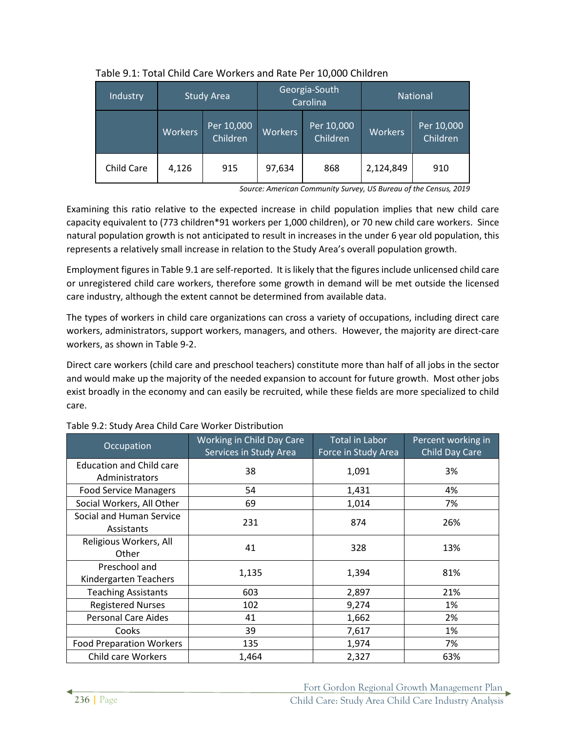Table 9.1: Total Child Care Workers and Rate Per 10,000 Children

| Industry | Study Area | | Georgia-South Carolina | | National | |
|---|---|---|---|---|---|---|
| | Workers | Per 10,000 Children | Workers | Per 10,000 Children | Workers | Per 10,000 Children |
| Child Care | 4,126 | 915 | 97,634 | 868 | 2,124,849 | 910 |

*Source: American Community Survey, US Bureau of the Census, 2019*

Examining this ratio relative to the expected increase in child population implies that new child care capacity equivalent to (773 children*91 workers per 1,000 children), or 70 new child care workers. Since natural population growth is not anticipated to result in increases in the under 6 year old population, this represents a relatively small increase in relation to the Study Area's overall population growth.

Employment figures in Table 9.1 are self-reported. It is likely that the figures include unlicensed child care or unregistered child care workers, therefore some growth in demand will be met outside the licensed care industry, although the extent cannot be determined from available data.

The types of workers in child care organizations can cross a variety of occupations, including direct care workers, administrators, support workers, managers, and others. However, the majority are direct-care workers, as shown in Table 9-2.

Direct care workers (child care and preschool teachers) constitute more than half of all jobs in the sector and would make up the majority of the needed expansion to account for future growth. Most other jobs exist broadly in the economy and can easily be recruited, while these fields are more specialized to child care.

Table 9.2: Study Area Child Care Worker Distribution

| Occupation | Working in Child Day Care Services in Study Area | Total in Labor Force in Study Area | Percent working in Child Day Care |
|---|---|---|---|
| Education and Child care Administrators | 38 | 1,091 | 3% |
| Food Service Managers | 54 | 1,431 | 4% |
| Social Workers, All Other | 69 | 1,014 | 7% |
| Social and Human Service Assistants | 231 | 874 | 26% |
| Religious Workers, All Other | 41 | 328 | 13% |
| Preschool and Kindergarten Teachers | 1,135 | 1,394 | 81% |
| Teaching Assistants | 603 | 2,897 | 21% |
| Registered Nurses | 102 | 9,274 | 1% |
| Personal Care Aides | 41 | 1,662 | 2% |
| Cooks | 39 | 7,617 | 1% |
| Food Preparation Workers | 135 | 1,974 | 7% |
| Child care Workers | 1,464 | 2,327 | 63% |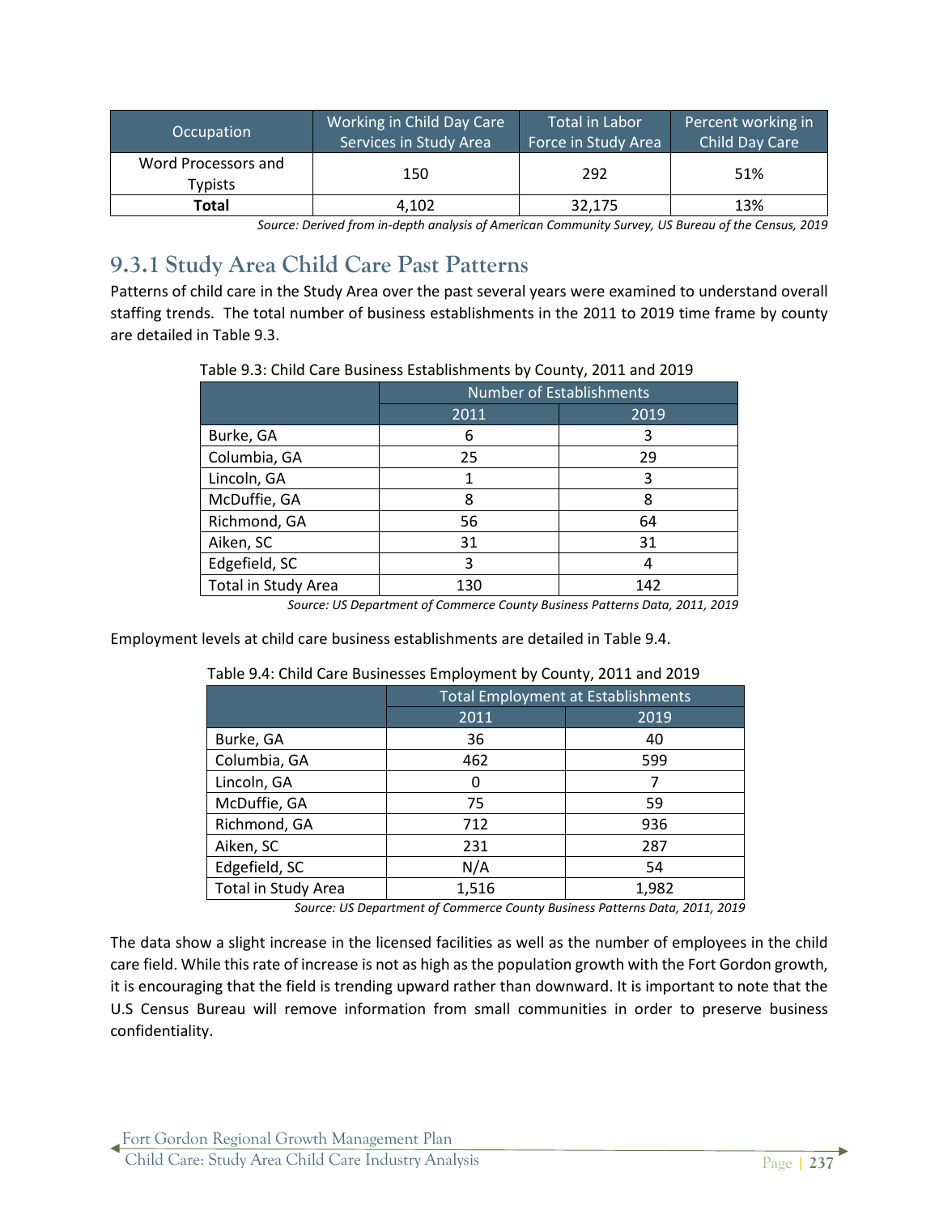| Occupation | Working in Child Day Care Services in Study Area | Total in Labor Force in Study Area | Percent working in Child Day Care |
|---|---|---|---|
| Word Processors and Typists | 150 | 292 | 51% |
| **Total** | 4,102 | 32,175 | 13% |

*Source: Derived from in-depth analysis of American Community Survey, US Bureau of the Census, 2019*

## 9.3.1 Study Area Child Care Past Patterns

Patterns of child care in the Study Area over the past several years were examined to understand overall staffing trends. The total number of business establishments in the 2011 to 2019 time frame by county are detailed in Table 9.3.

Table 9.3: Child Care Business Establishments by County, 2011 and 2019

| | Number of Establishments | |
|---|---|---|
| | 2011 | 2019 |
| Burke, GA | 6 | 3 |
| Columbia, GA | 25 | 29 |
| Lincoln, GA | 1 | 3 |
| McDuffie, GA | 8 | 8 |
| Richmond, GA | 56 | 64 |
| Aiken, SC | 31 | 31 |
| Edgefield, SC | 3 | 4 |
| Total in Study Area | 130 | 142 |

*Source: US Department of Commerce County Business Patterns Data, 2011, 2019*

Employment levels at child care business establishments are detailed in Table 9.4.

Table 9.4: Child Care Businesses Employment by County, 2011 and 2019

| | Total Employment at Establishments | |
|---|---|---|
| | 2011 | 2019 |
| Burke, GA | 36 | 40 |
| Columbia, GA | 462 | 599 |
| Lincoln, GA | 0 | 7 |
| McDuffie, GA | 75 | 59 |
| Richmond, GA | 712 | 936 |
| Aiken, SC | 231 | 287 |
| Edgefield, SC | N/A | 54 |
| Total in Study Area | 1,516 | 1,982 |

*Source: US Department of Commerce County Business Patterns Data, 2011, 2019*

The data show a slight increase in the licensed facilities as well as the number of employees in the child care field. While this rate of increase is not as high as the population growth with the Fort Gordon growth, it is encouraging that the field is trending upward rather than downward. It is important to note that the U.S Census Bureau will remove information from small communities in order to preserve business confidentiality.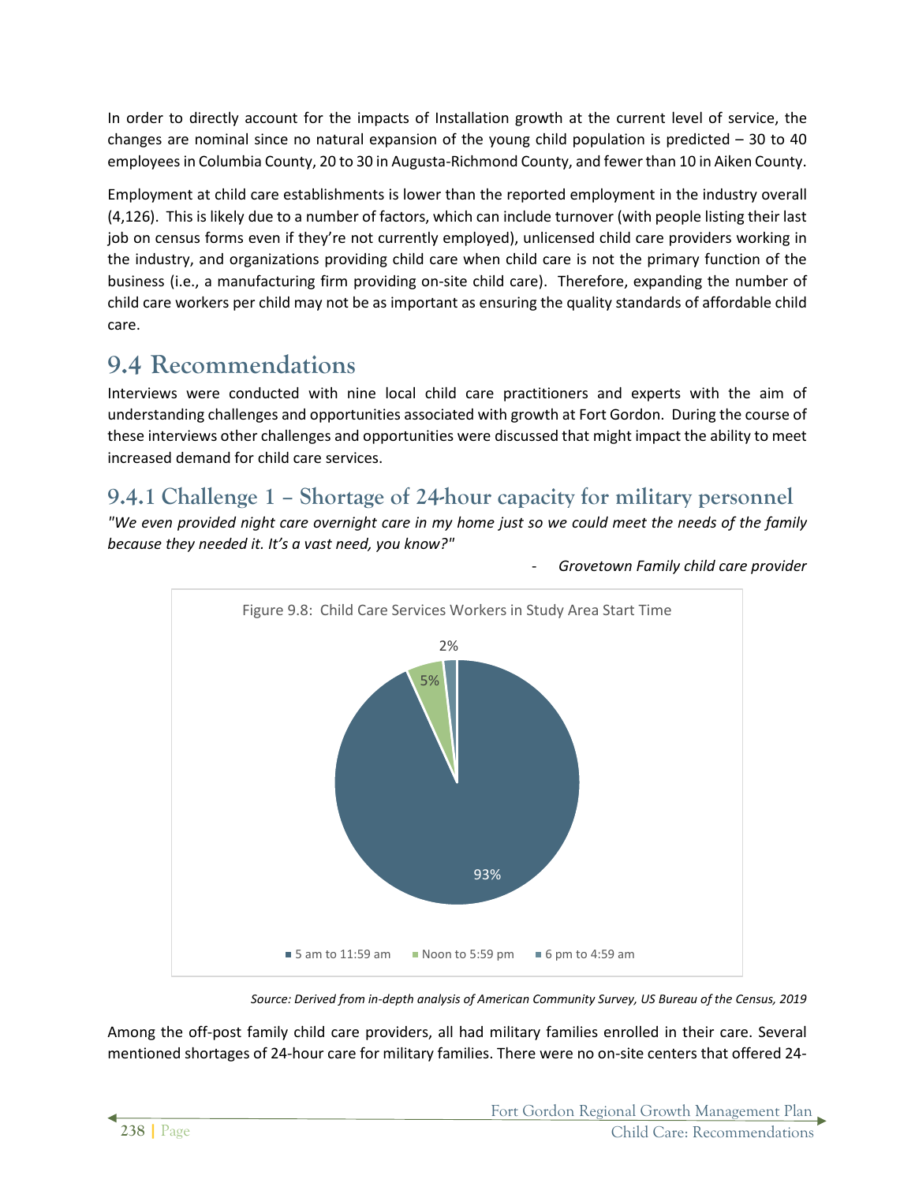In order to directly account for the impacts of Installation growth at the current level of service, the changes are nominal since no natural expansion of the young child population is predicted – 30 to 40 employees in Columbia County, 20 to 30 in Augusta-Richmond County, and fewer than 10 in Aiken County.

Employment at child care establishments is lower than the reported employment in the industry overall (4,126). This is likely due to a number of factors, which can include turnover (with people listing their last job on census forms even if they're not currently employed), unlicensed child care providers working in the industry, and organizations providing child care when child care is not the primary function of the business (i.e., a manufacturing firm providing on-site child care). Therefore, expanding the number of child care workers per child may not be as important as ensuring the quality standards of affordable child care.

## 9.4 Recommendations

Interviews were conducted with nine local child care practitioners and experts with the aim of understanding challenges and opportunities associated with growth at Fort Gordon. During the course of these interviews other challenges and opportunities were discussed that might impact the ability to meet increased demand for child care services.

### 9.4.1 Challenge 1 – Shortage of 24-hour capacity for military personnel

*"We even provided night care overnight care in my home just so we could meet the needs of the family because they needed it. It's a vast need, you know?"*

- *Grovetown Family child care provider*

Figure 9.8: Child Care Services Workers in Study Area Start Time

| Start Time | Share |
| --- | --- |
| 5 am to 11:59 am | 93% |
| Noon to 5:59 pm | 5% |
| 6 pm to 4:59 am | 2% |

*Source: Derived from in-depth analysis of American Community Survey, US Bureau of the Census, 2019*

Among the off-post family child care providers, all had military families enrolled in their care. Several mentioned shortages of 24-hour care for military families. There were no on-site centers that offered 24-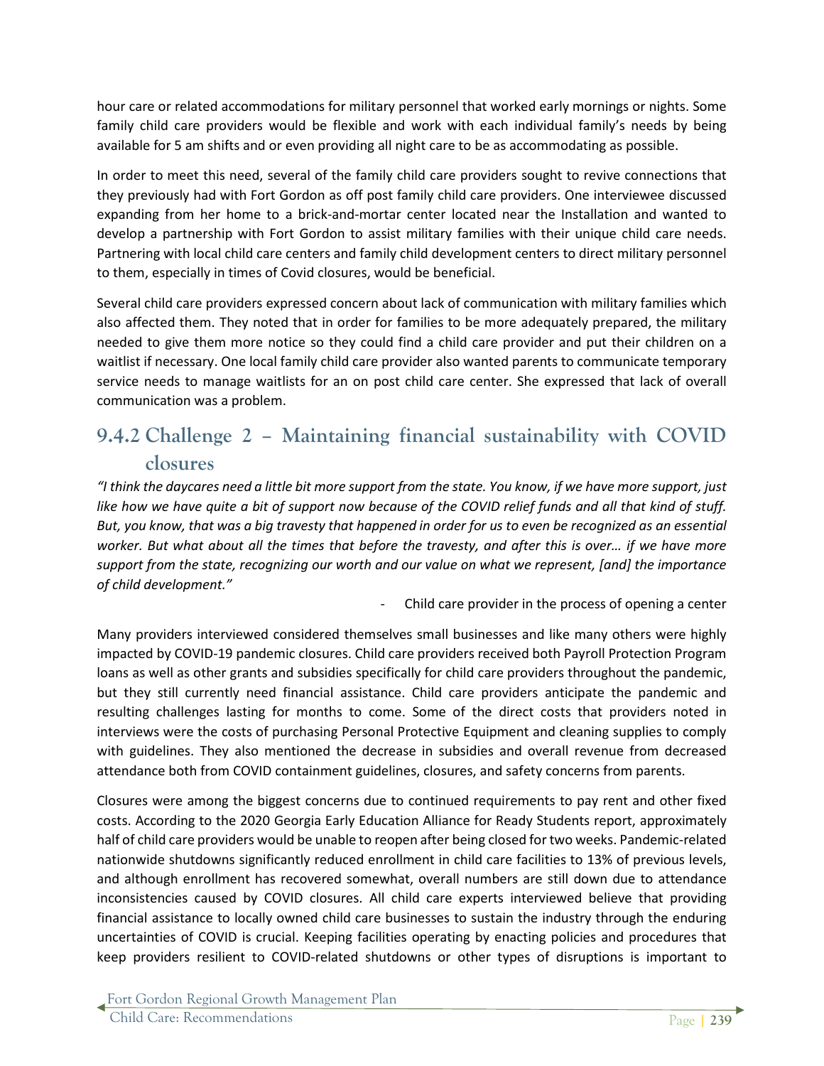hour care or related accommodations for military personnel that worked early mornings or nights. Some family child care providers would be flexible and work with each individual family's needs by being available for 5 am shifts and or even providing all night care to be as accommodating as possible.

In order to meet this need, several of the family child care providers sought to revive connections that they previously had with Fort Gordon as off post family child care providers. One interviewee discussed expanding from her home to a brick-and-mortar center located near the Installation and wanted to develop a partnership with Fort Gordon to assist military families with their unique child care needs. Partnering with local child care centers and family child development centers to direct military personnel to them, especially in times of Covid closures, would be beneficial.

Several child care providers expressed concern about lack of communication with military families which also affected them. They noted that in order for families to be more adequately prepared, the military needed to give them more notice so they could find a child care provider and put their children on a waitlist if necessary. One local family child care provider also wanted parents to communicate temporary service needs to manage waitlists for an on post child care center. She expressed that lack of overall communication was a problem.

### 9.4.2 Challenge 2 – Maintaining financial sustainability with COVID closures

*"I think the daycares need a little bit more support from the state. You know, if we have more support, just like how we have quite a bit of support now because of the COVID relief funds and all that kind of stuff. But, you know, that was a big travesty that happened in order for us to even be recognized as an essential worker. But what about all the times that before the travesty, and after this is over… if we have more support from the state, recognizing our worth and our value on what we represent, [and] the importance of child development."*

- Child care provider in the process of opening a center

Many providers interviewed considered themselves small businesses and like many others were highly impacted by COVID-19 pandemic closures. Child care providers received both Payroll Protection Program loans as well as other grants and subsidies specifically for child care providers throughout the pandemic, but they still currently need financial assistance. Child care providers anticipate the pandemic and resulting challenges lasting for months to come. Some of the direct costs that providers noted in interviews were the costs of purchasing Personal Protective Equipment and cleaning supplies to comply with guidelines. They also mentioned the decrease in subsidies and overall revenue from decreased attendance both from COVID containment guidelines, closures, and safety concerns from parents.

Closures were among the biggest concerns due to continued requirements to pay rent and other fixed costs. According to the 2020 Georgia Early Education Alliance for Ready Students report, approximately half of child care providers would be unable to reopen after being closed for two weeks. Pandemic-related nationwide shutdowns significantly reduced enrollment in child care facilities to 13% of previous levels, and although enrollment has recovered somewhat, overall numbers are still down due to attendance inconsistencies caused by COVID closures. All child care experts interviewed believe that providing financial assistance to locally owned child care businesses to sustain the industry through the enduring uncertainties of COVID is crucial. Keeping facilities operating by enacting policies and procedures that keep providers resilient to COVID-related shutdowns or other types of disruptions is important to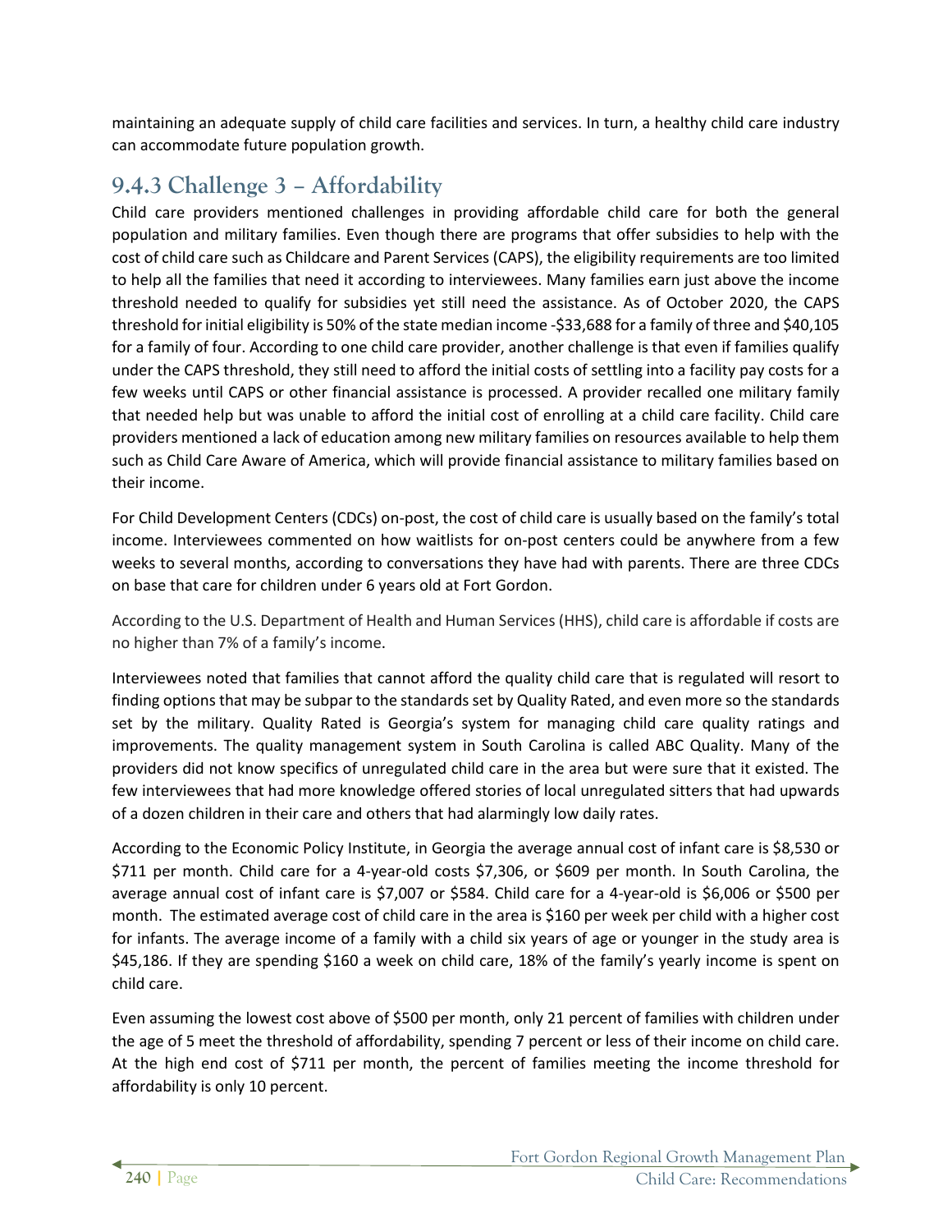maintaining an adequate supply of child care facilities and services. In turn, a healthy child care industry can accommodate future population growth.

### 9.4.3 Challenge 3 – Affordability

Child care providers mentioned challenges in providing affordable child care for both the general population and military families. Even though there are programs that offer subsidies to help with the cost of child care such as Childcare and Parent Services (CAPS), the eligibility requirements are too limited to help all the families that need it according to interviewees. Many families earn just above the income threshold needed to qualify for subsidies yet still need the assistance. As of October 2020, the CAPS threshold for initial eligibility is 50% of the state median income -$33,688 for a family of three and $40,105 for a family of four. According to one child care provider, another challenge is that even if families qualify under the CAPS threshold, they still need to afford the initial costs of settling into a facility pay costs for a few weeks until CAPS or other financial assistance is processed. A provider recalled one military family that needed help but was unable to afford the initial cost of enrolling at a child care facility. Child care providers mentioned a lack of education among new military families on resources available to help them such as Child Care Aware of America, which will provide financial assistance to military families based on their income.

For Child Development Centers (CDCs) on-post, the cost of child care is usually based on the family's total income. Interviewees commented on how waitlists for on-post centers could be anywhere from a few weeks to several months, according to conversations they have had with parents. There are three CDCs on base that care for children under 6 years old at Fort Gordon.

According to the U.S. Department of Health and Human Services (HHS), child care is affordable if costs are no higher than 7% of a family's income.

Interviewees noted that families that cannot afford the quality child care that is regulated will resort to finding options that may be subpar to the standards set by Quality Rated, and even more so the standards set by the military. Quality Rated is Georgia's system for managing child care quality ratings and improvements. The quality management system in South Carolina is called ABC Quality. Many of the providers did not know specifics of unregulated child care in the area but were sure that it existed. The few interviewees that had more knowledge offered stories of local unregulated sitters that had upwards of a dozen children in their care and others that had alarmingly low daily rates.

According to the Economic Policy Institute, in Georgia the average annual cost of infant care is $8,530 or $711 per month. Child care for a 4-year-old costs $7,306, or $609 per month. In South Carolina, the average annual cost of infant care is $7,007 or $584. Child care for a 4-year-old is $6,006 or $500 per month. The estimated average cost of child care in the area is $160 per week per child with a higher cost for infants. The average income of a family with a child six years of age or younger in the study area is $45,186. If they are spending $160 a week on child care, 18% of the family's yearly income is spent on child care.

Even assuming the lowest cost above of $500 per month, only 21 percent of families with children under the age of 5 meet the threshold of affordability, spending 7 percent or less of their income on child care. At the high end cost of $711 per month, the percent of families meeting the income threshold for affordability is only 10 percent.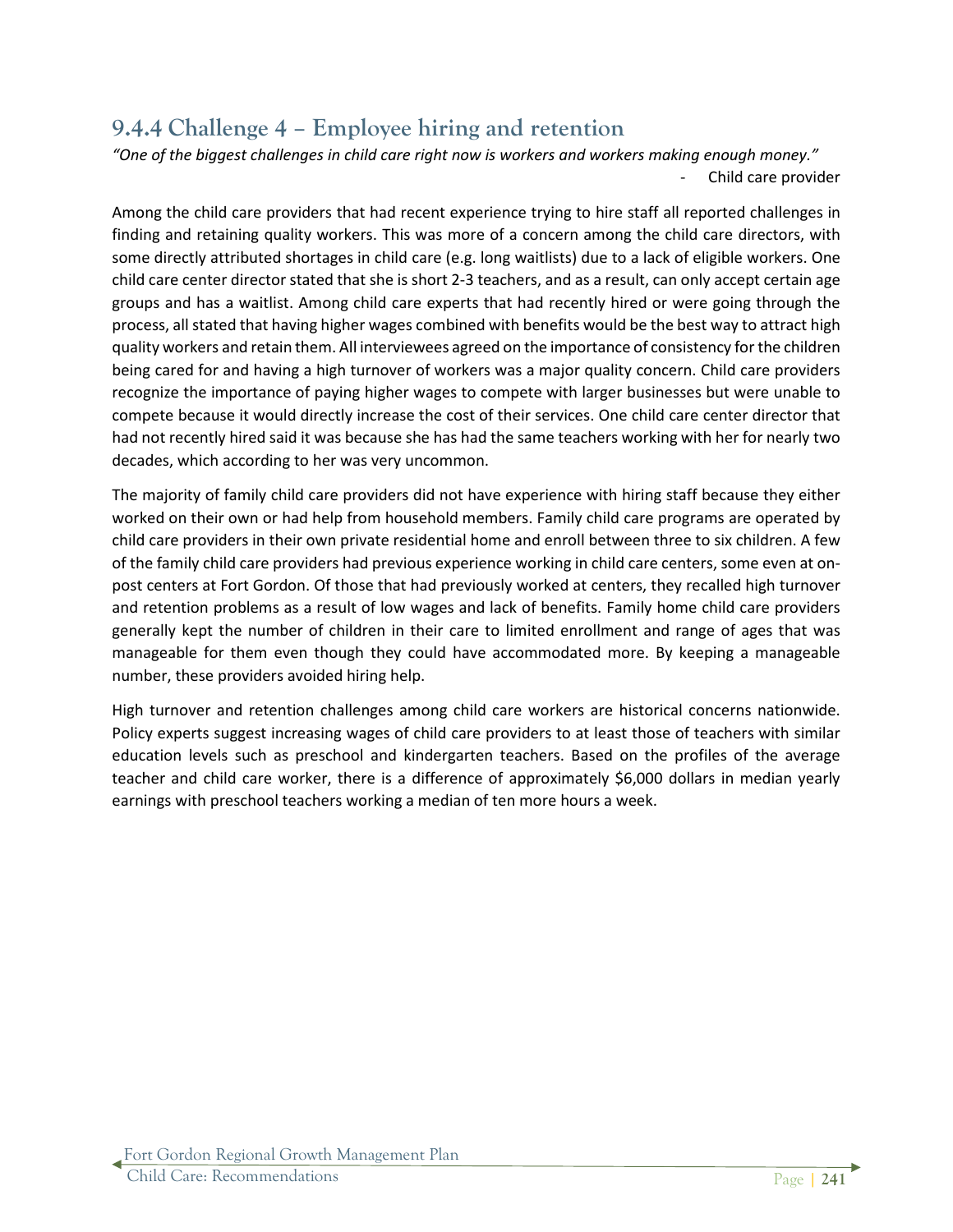### 9.4.4 Challenge 4 – Employee hiring and retention

*"One of the biggest challenges in child care right now is workers and workers making enough money."*

- Child care provider

Among the child care providers that had recent experience trying to hire staff all reported challenges in finding and retaining quality workers. This was more of a concern among the child care directors, with some directly attributed shortages in child care (e.g. long waitlists) due to a lack of eligible workers. One child care center director stated that she is short 2-3 teachers, and as a result, can only accept certain age groups and has a waitlist. Among child care experts that had recently hired or were going through the process, all stated that having higher wages combined with benefits would be the best way to attract high quality workers and retain them. All interviewees agreed on the importance of consistency for the children being cared for and having a high turnover of workers was a major quality concern. Child care providers recognize the importance of paying higher wages to compete with larger businesses but were unable to compete because it would directly increase the cost of their services. One child care center director that had not recently hired said it was because she has had the same teachers working with her for nearly two decades, which according to her was very uncommon.

The majority of family child care providers did not have experience with hiring staff because they either worked on their own or had help from household members. Family child care programs are operated by child care providers in their own private residential home and enroll between three to six children. A few of the family child care providers had previous experience working in child care centers, some even at on-post centers at Fort Gordon. Of those that had previously worked at centers, they recalled high turnover and retention problems as a result of low wages and lack of benefits. Family home child care providers generally kept the number of children in their care to limited enrollment and range of ages that was manageable for them even though they could have accommodated more. By keeping a manageable number, these providers avoided hiring help.

High turnover and retention challenges among child care workers are historical concerns nationwide. Policy experts suggest increasing wages of child care providers to at least those of teachers with similar education levels such as preschool and kindergarten teachers. Based on the profiles of the average teacher and child care worker, there is a difference of approximately $6,000 dollars in median yearly earnings with preschool teachers working a median of ten more hours a week.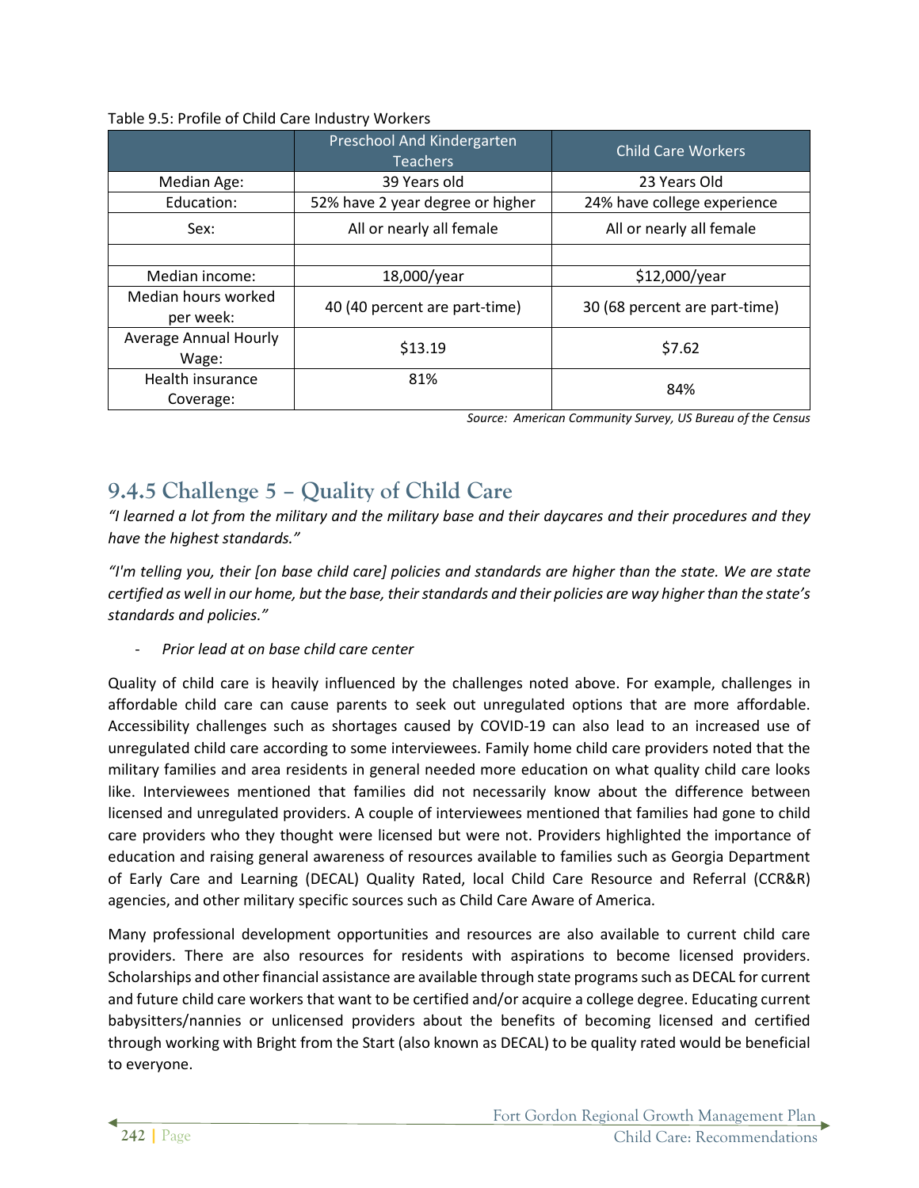Table 9.5: Profile of Child Care Industry Workers

| | Preschool And Kindergarten Teachers | Child Care Workers |
|---|---|---|
| Median Age: | 39 Years old | 23 Years Old |
| Education: | 52% have 2 year degree or higher | 24% have college experience |
| Sex: | All or nearly all female | All or nearly all female |
| | | |
| Median income: | 18,000/year | $12,000/year |
| Median hours worked per week: | 40 (40 percent are part-time) | 30 (68 percent are part-time) |
| Average Annual Hourly Wage: | $13.19 | $7.62 |
| Health insurance Coverage: | 81% | 84% |

*Source: American Community Survey, US Bureau of the Census*

## 9.4.5 Challenge 5 – Quality of Child Care

*"I learned a lot from the military and the military base and their daycares and their procedures and they have the highest standards."*

*"I'm telling you, their [on base child care] policies and standards are higher than the state. We are state certified as well in our home, but the base, their standards and their policies are way higher than the state's standards and policies."*

- *Prior lead at on base child care center*

Quality of child care is heavily influenced by the challenges noted above. For example, challenges in affordable child care can cause parents to seek out unregulated options that are more affordable. Accessibility challenges such as shortages caused by COVID-19 can also lead to an increased use of unregulated child care according to some interviewees. Family home child care providers noted that the military families and area residents in general needed more education on what quality child care looks like. Interviewees mentioned that families did not necessarily know about the difference between licensed and unregulated providers. A couple of interviewees mentioned that families had gone to child care providers who they thought were licensed but were not. Providers highlighted the importance of education and raising general awareness of resources available to families such as Georgia Department of Early Care and Learning (DECAL) Quality Rated, local Child Care Resource and Referral (CCR&R) agencies, and other military specific sources such as Child Care Aware of America.

Many professional development opportunities and resources are also available to current child care providers. There are also resources for residents with aspirations to become licensed providers. Scholarships and other financial assistance are available through state programs such as DECAL for current and future child care workers that want to be certified and/or acquire a college degree. Educating current babysitters/nannies or unlicensed providers about the benefits of becoming licensed and certified through working with Bright from the Start (also known as DECAL) to be quality rated would be beneficial to everyone.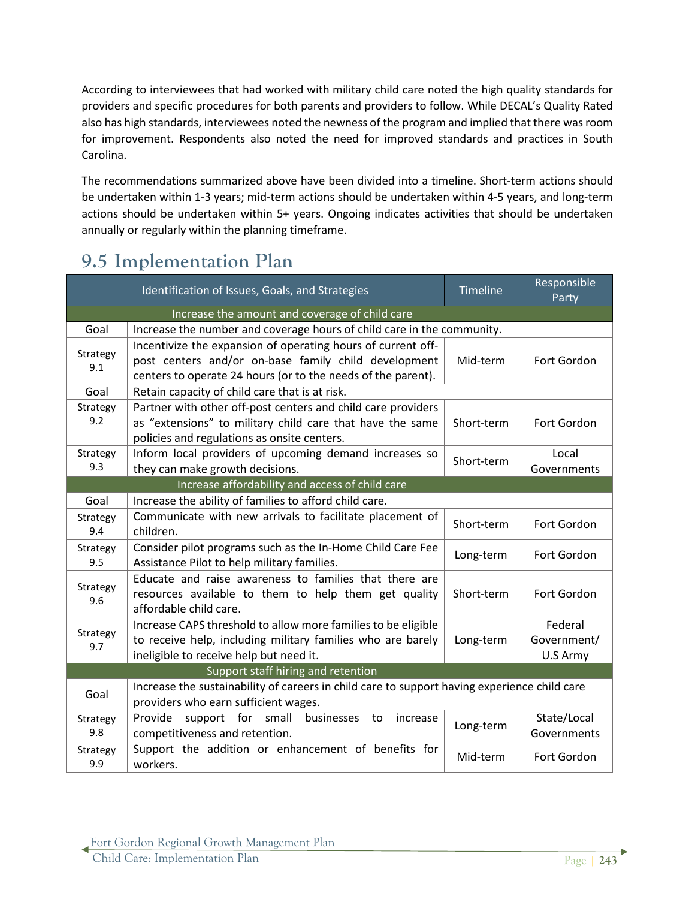According to interviewees that had worked with military child care noted the high quality standards for providers and specific procedures for both parents and providers to follow. While DECAL's Quality Rated also has high standards, interviewees noted the newness of the program and implied that there was room for improvement. Respondents also noted the need for improved standards and practices in South Carolina.

The recommendations summarized above have been divided into a timeline. Short-term actions should be undertaken within 1-3 years; mid-term actions should be undertaken within 4-5 years, and long-term actions should be undertaken within 5+ years. Ongoing indicates activities that should be undertaken annually or regularly within the planning timeframe.

## 9.5 Implementation Plan

| Identification of Issues, Goals, and Strategies | | Timeline | Responsible Party |
|---|---|---|---|
| Increase the amount and coverage of child care | | | |
| Goal | Increase the number and coverage hours of child care in the community. | | |
| Strategy 9.1 | Incentivize the expansion of operating hours of current off-post centers and/or on-base family child development centers to operate 24 hours (or to the needs of the parent). | Mid-term | Fort Gordon |
| Goal | Retain capacity of child care that is at risk. | | |
| Strategy 9.2 | Partner with other off-post centers and child care providers as "extensions" to military child care that have the same policies and regulations as onsite centers. | Short-term | Fort Gordon |
| Strategy 9.3 | Inform local providers of upcoming demand increases so they can make growth decisions. | Short-term | Local Governments |
| Increase affordability and access of child care | | | |
| Goal | Increase the ability of families to afford child care. | | |
| Strategy 9.4 | Communicate with new arrivals to facilitate placement of children. | Short-term | Fort Gordon |
| Strategy 9.5 | Consider pilot programs such as the In-Home Child Care Fee Assistance Pilot to help military families. | Long-term | Fort Gordon |
| Strategy 9.6 | Educate and raise awareness to families that there are resources available to them to help them get quality affordable child care. | Short-term | Fort Gordon |
| Strategy 9.7 | Increase CAPS threshold to allow more families to be eligible to receive help, including military families who are barely ineligible to receive help but need it. | Long-term | Federal Government/ U.S Army |
| Support staff hiring and retention | | | |
| Goal | Increase the sustainability of careers in child care to support having experience child care providers who earn sufficient wages. | | |
| Strategy 9.8 | Provide support for small businesses to increase competitiveness and retention. | Long-term | State/Local Governments |
| Strategy 9.9 | Support the addition or enhancement of benefits for workers. | Mid-term | Fort Gordon |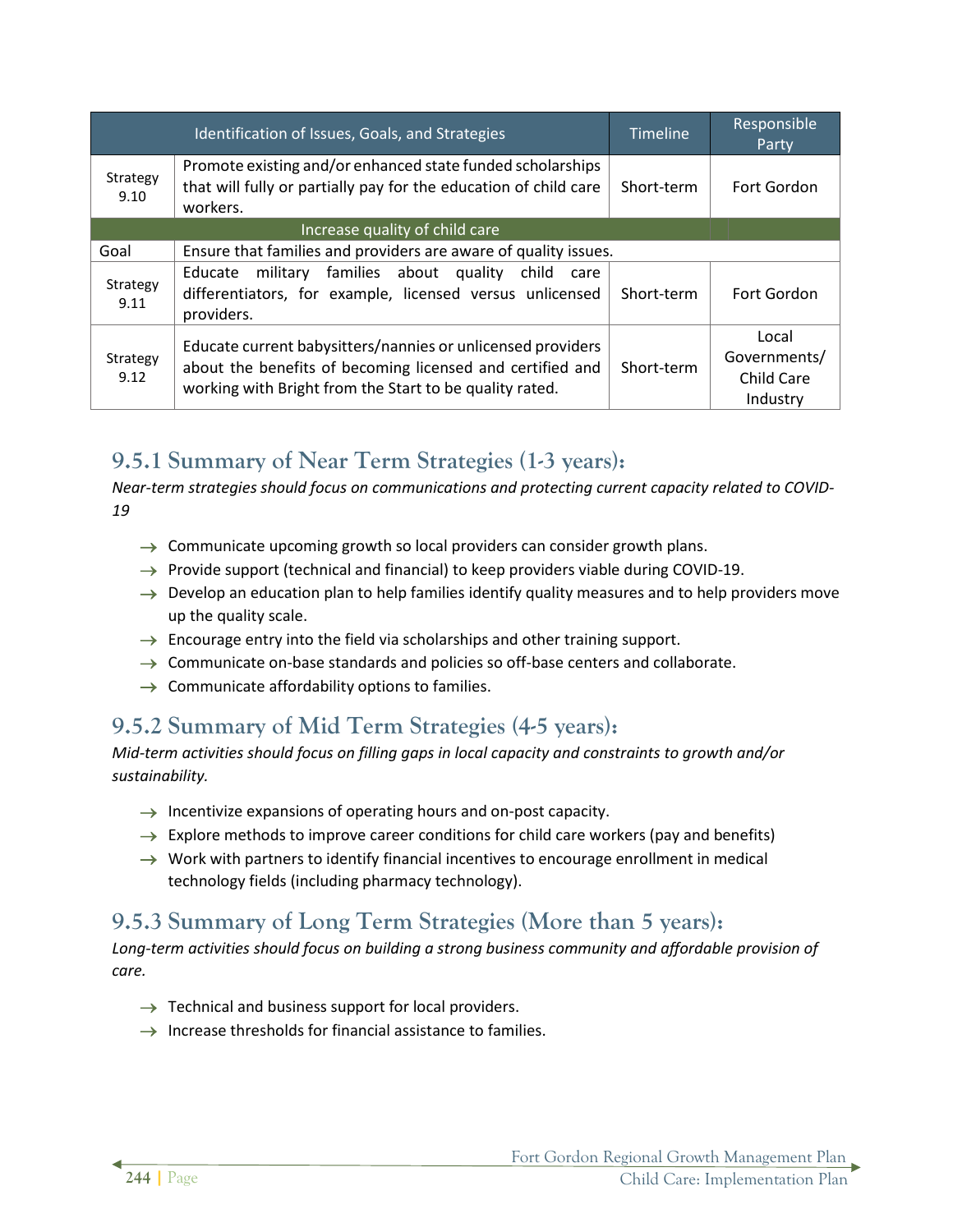| Identification of Issues, Goals, and Strategies | | Timeline | Responsible Party |
|---|---|---|---|
| Strategy 9.10 | Promote existing and/or enhanced state funded scholarships that will fully or partially pay for the education of child care workers. | Short-term | Fort Gordon |
| Increase quality of child care | | | |
| Goal | Ensure that families and providers are aware of quality issues. | | |
| Strategy 9.11 | Educate military families about quality child care differentiators, for example, licensed versus unlicensed providers. | Short-term | Fort Gordon |
| Strategy 9.12 | Educate current babysitters/nannies or unlicensed providers about the benefits of becoming licensed and certified and working with Bright from the Start to be quality rated. | Short-term | Local Governments/ Child Care Industry |

### 9.5.1 Summary of Near Term Strategies (1-3 years):

*Near-term strategies should focus on communications and protecting current capacity related to COVID-19*

- Communicate upcoming growth so local providers can consider growth plans.
- Provide support (technical and financial) to keep providers viable during COVID-19.
- Develop an education plan to help families identify quality measures and to help providers move up the quality scale.
- Encourage entry into the field via scholarships and other training support.
- Communicate on-base standards and policies so off-base centers and collaborate.
- Communicate affordability options to families.

### 9.5.2 Summary of Mid Term Strategies (4-5 years):

*Mid-term activities should focus on filling gaps in local capacity and constraints to growth and/or sustainability.*

- Incentivize expansions of operating hours and on-post capacity.
- Explore methods to improve career conditions for child care workers (pay and benefits)
- Work with partners to identify financial incentives to encourage enrollment in medical technology fields (including pharmacy technology).

### 9.5.3 Summary of Long Term Strategies (More than 5 years):

*Long-term activities should focus on building a strong business community and affordable provision of care.*

- Technical and business support for local providers.
- Increase thresholds for financial assistance to families.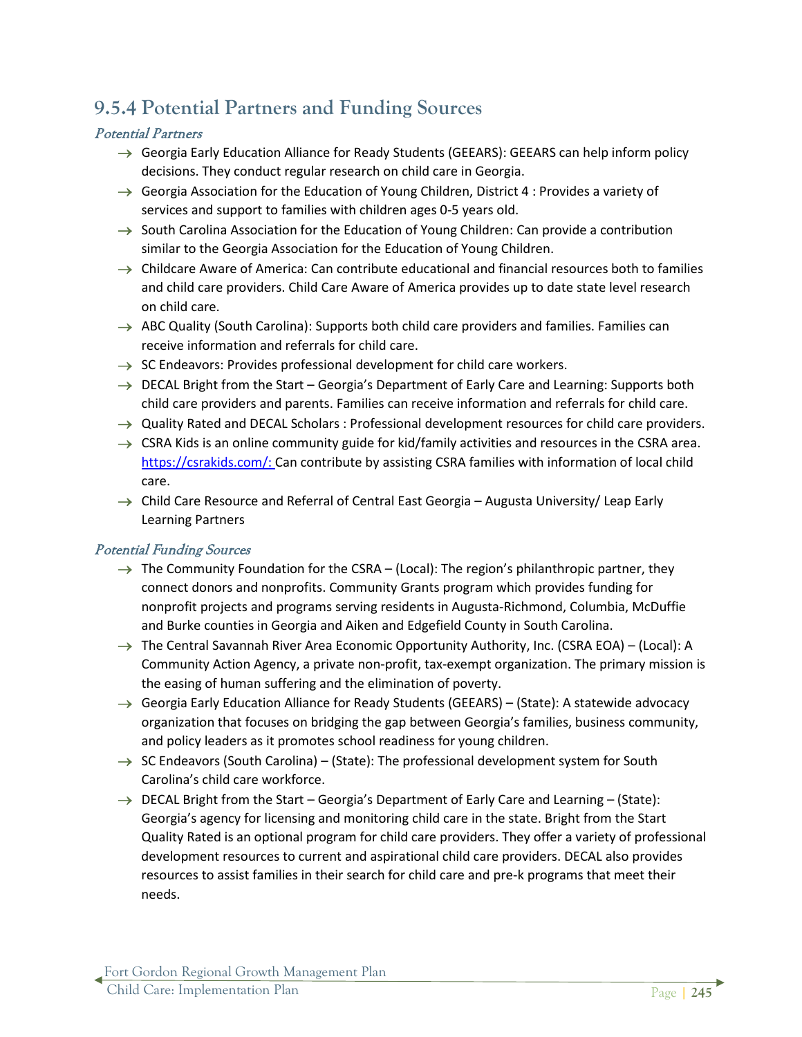## 9.5.4 Potential Partners and Funding Sources

### *Potential Partners*

- Georgia Early Education Alliance for Ready Students (GEEARS): GEEARS can help inform policy decisions. They conduct regular research on child care in Georgia.
- Georgia Association for the Education of Young Children, District 4 : Provides a variety of services and support to families with children ages 0-5 years old.
- South Carolina Association for the Education of Young Children: Can provide a contribution similar to the Georgia Association for the Education of Young Children.
- Childcare Aware of America: Can contribute educational and financial resources both to families and child care providers. Child Care Aware of America provides up to date state level research on child care.
- ABC Quality (South Carolina): Supports both child care providers and families. Families can receive information and referrals for child care.
- SC Endeavors: Provides professional development for child care workers.
- DECAL Bright from the Start – Georgia's Department of Early Care and Learning: Supports both child care providers and parents. Families can receive information and referrals for child care.
- Quality Rated and DECAL Scholars : Professional development resources for child care providers.
- CSRA Kids is an online community guide for kid/family activities and resources in the CSRA area. https://csrakids.com/: Can contribute by assisting CSRA families with information of local child care.
- Child Care Resource and Referral of Central East Georgia – Augusta University/ Leap Early Learning Partners

### *Potential Funding Sources*

- The Community Foundation for the CSRA – (Local): The region's philanthropic partner, they connect donors and nonprofits. Community Grants program which provides funding for nonprofit projects and programs serving residents in Augusta-Richmond, Columbia, McDuffie and Burke counties in Georgia and Aiken and Edgefield County in South Carolina.
- The Central Savannah River Area Economic Opportunity Authority, Inc. (CSRA EOA) – (Local): A Community Action Agency, a private non-profit, tax-exempt organization. The primary mission is the easing of human suffering and the elimination of poverty.
- Georgia Early Education Alliance for Ready Students (GEEARS) – (State): A statewide advocacy organization that focuses on bridging the gap between Georgia's families, business community, and policy leaders as it promotes school readiness for young children.
- SC Endeavors (South Carolina) – (State): The professional development system for South Carolina's child care workforce.
- DECAL Bright from the Start – Georgia's Department of Early Care and Learning – (State): Georgia's agency for licensing and monitoring child care in the state. Bright from the Start Quality Rated is an optional program for child care providers. They offer a variety of professional development resources to current and aspirational child care providers. DECAL also provides resources to assist families in their search for child care and pre-k programs that meet their needs.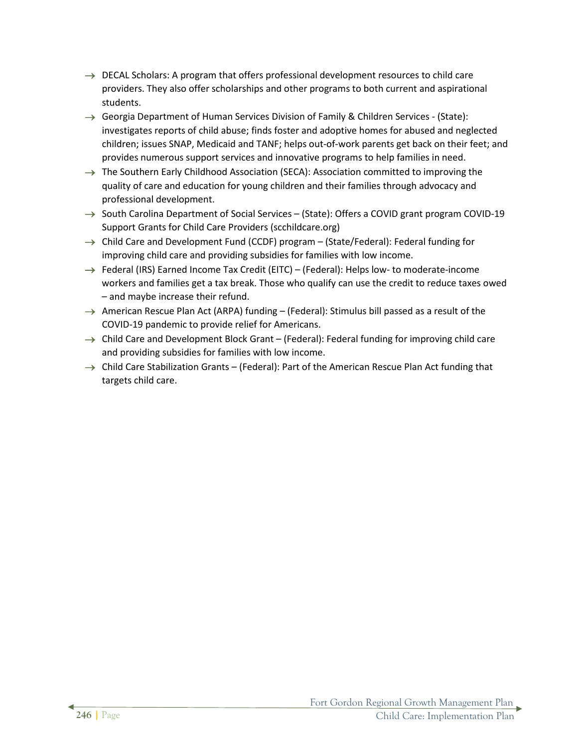- DECAL Scholars: A program that offers professional development resources to child care providers. They also offer scholarships and other programs to both current and aspirational students.
- Georgia Department of Human Services Division of Family & Children Services - (State): investigates reports of child abuse; finds foster and adoptive homes for abused and neglected children; issues SNAP, Medicaid and TANF; helps out-of-work parents get back on their feet; and provides numerous support services and innovative programs to help families in need.
- The Southern Early Childhood Association (SECA): Association committed to improving the quality of care and education for young children and their families through advocacy and professional development.
- South Carolina Department of Social Services – (State): Offers a COVID grant program COVID-19 Support Grants for Child Care Providers (scchildcare.org)
- Child Care and Development Fund (CCDF) program – (State/Federal): Federal funding for improving child care and providing subsidies for families with low income.
- Federal (IRS) Earned Income Tax Credit (EITC) – (Federal): Helps low- to moderate-income workers and families get a tax break. Those who qualify can use the credit to reduce taxes owed – and maybe increase their refund.
- American Rescue Plan Act (ARPA) funding – (Federal): Stimulus bill passed as a result of the COVID-19 pandemic to provide relief for Americans.
- Child Care and Development Block Grant – (Federal): Federal funding for improving child care and providing subsidies for families with low income.
- Child Care Stabilization Grants – (Federal): Part of the American Rescue Plan Act funding that targets child care.